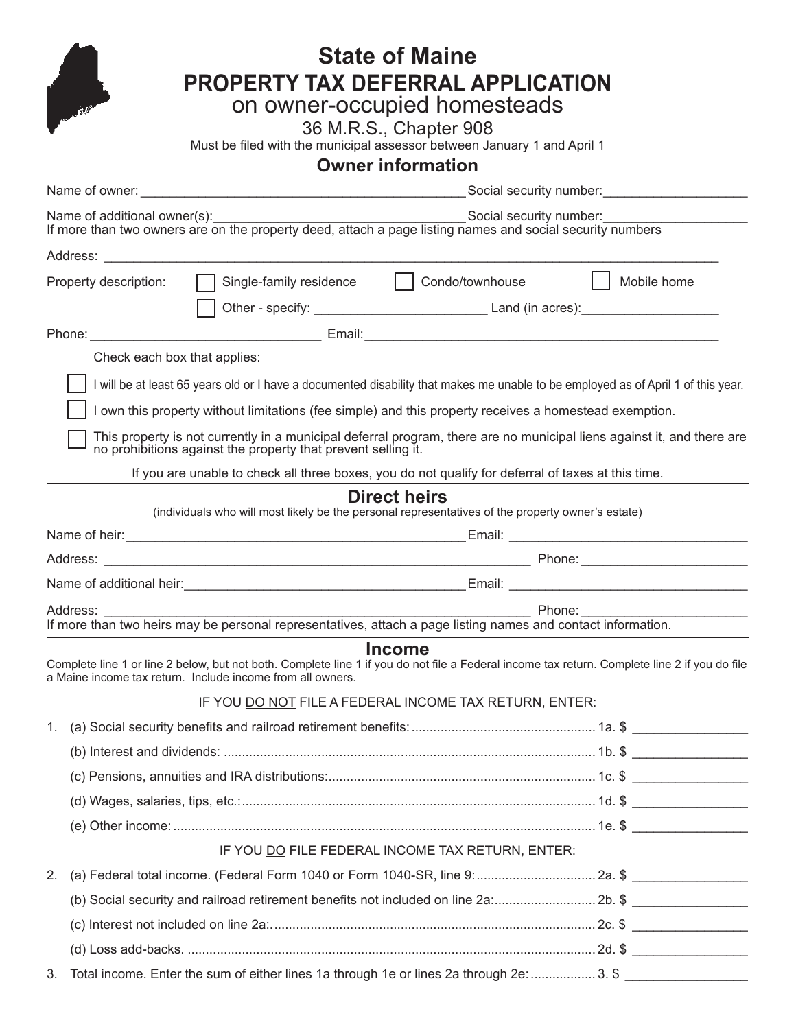# State of Maine
# PROPERTY TAX DEFERRAL APPLICATION
## on owner-occupied homesteads

36 M.R.S., Chapter 908

Must be filed with the municipal assessor between January 1 and April 1

## Owner information

Name of owner: ____________________________________________ Social security number: ___________________

Name of additional owner(s): ___________________________________ Social security number: ___________________
If more than two owners are on the property deed, attach a page listing names and social security numbers

Address: ____________________________________________________________________________________

Property description: ☐ Single-family residence ☐ Condo/townhouse ☐ Mobile home

☐ Other - specify: _______________________ Land (in acres): ___________________

Phone: _______________________________ Email: _________________________________________________

Check each box that applies:

☐ I will be at least 65 years old or I have a documented disability that makes me unable to be employed as of April 1 of this year.

☐ I own this property without limitations (fee simple) and this property receives a homestead exemption.

☐ This property is not currently in a municipal deferral program, there are no municipal liens against it, and there are no prohibitions against the property that prevent selling it.

If you are unable to check all three boxes, you do not qualify for deferral of taxes at this time.

## Direct heirs

(individuals who will most likely be the personal representatives of the property owner's estate)

Name of heir: _______________________________________________ Email: _________________________________

Address: ___________________________________________________________ Phone: ______________________

Name of additional heir: ______________________________________ Email: _________________________________

Address: ___________________________________________________________ Phone: ______________________
If more than two heirs may be personal representatives, attach a page listing names and contact information.

## Income

Complete line 1 or line 2 below, but not both. Complete line 1 if you do not file a Federal income tax return. Complete line 2 if you do file a Maine income tax return. Include income from all owners.

IF YOU <u>DO NOT</u> FILE A FEDERAL INCOME TAX RETURN, ENTER:

1. (a) Social security benefits and railroad retirement benefits: .......... 1a. $ _______________
   (b) Interest and dividends: .......... 1b. $ _______________
   (c) Pensions, annuities and IRA distributions: .......... 1c. $ _______________
   (d) Wages, salaries, tips, etc.: .......... 1d. $ _______________
   (e) Other income: .......... 1e. $ _______________

IF YOU <u>DO</u> FILE FEDERAL INCOME TAX RETURN, ENTER:

2. (a) Federal total income. (Federal Form 1040 or Form 1040-SR, line 9: .......... 2a. $ _______________
   (b) Social security and railroad retirement benefits not included on line 2a: .......... 2b. $ _______________
   (c) Interest not included on line 2a: .......... 2c. $ _______________
   (d) Loss add-backs. .......... 2d. $ _______________
3. Total income. Enter the sum of either lines 1a through 1e or lines 2a through 2e: .......... 3. $ _______________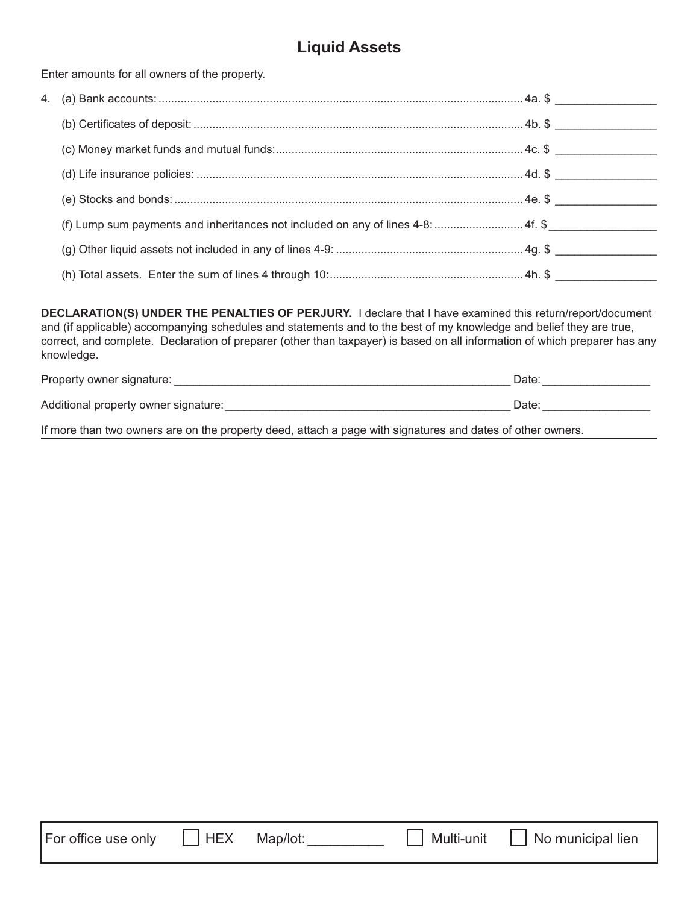## Liquid Assets

Enter amounts for all owners of the property.

4. (a) Bank accounts: .................................................................................................................. 4a. $ _______________

   (b) Certificates of deposit: ....................................................................................................... 4b. $ _______________

   (c) Money market funds and mutual funds: ............................................................................. 4c. $ _______________

   (d) Life insurance policies: ...................................................................................................... 4d. $ _______________

   (e) Stocks and bonds: ............................................................................................................. 4e. $ _______________

   (f) Lump sum payments and inheritances not included on any of lines 4-8: ............................ 4f. $ _______________

   (g) Other liquid assets not included in any of lines 4-9: ........................................................... 4g. $ _______________

   (h) Total assets. Enter the sum of lines 4 through 10: ............................................................. 4h. $ _______________

**DECLARATION(S) UNDER THE PENALTIES OF PERJURY.** I declare that I have examined this return/report/document and (if applicable) accompanying schedules and statements and to the best of my knowledge and belief they are true, correct, and complete. Declaration of preparer (other than taxpayer) is based on all information of which preparer has any knowledge.

Property owner signature: _______________________________________________________ Date: ________________

Additional property owner signature: ______________________________________________ Date: ________________

If more than two owners are on the property deed, attach a page with signatures and dates of other owners.

| For office use only | ☐ HEX | Map/lot: __________ | ☐ Multi-unit | ☐ No municipal lien |
|---|---|---|---|---|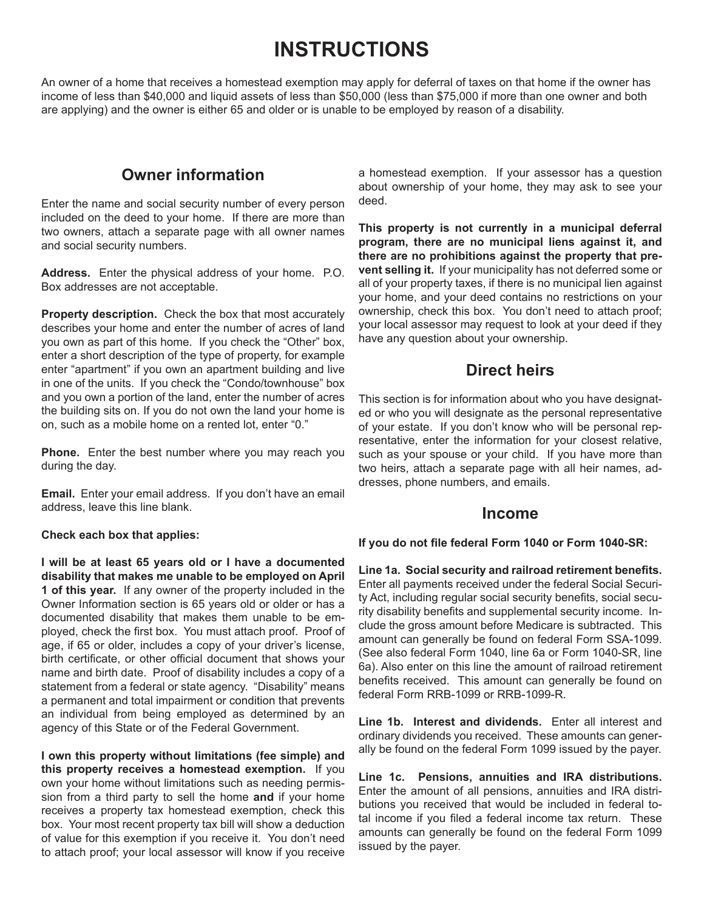# INSTRUCTIONS

An owner of a home that receives a homestead exemption may apply for deferral of taxes on that home if the owner has income of less than $40,000 and liquid assets of less than $50,000 (less than $75,000 if more than one owner and both are applying) and the owner is either 65 and older or is unable to be employed by reason of a disability.

## Owner information

Enter the name and social security number of every person included on the deed to your home. If there are more than two owners, attach a separate page with all owner names and social security numbers.

**Address.** Enter the physical address of your home. P.O. Box addresses are not acceptable.

**Property description.** Check the box that most accurately describes your home and enter the number of acres of land you own as part of this home. If you check the "Other" box, enter a short description of the type of property, for example enter "apartment" if you own an apartment building and live in one of the units. If you check the "Condo/townhouse" box and you own a portion of the land, enter the number of acres the building sits on. If you do not own the land your home is on, such as a mobile home on a rented lot, enter "0."

**Phone.** Enter the best number where you may reach you during the day.

**Email.** Enter your email address. If you don't have an email address, leave this line blank.

**Check each box that applies:**

**I will be at least 65 years old or I have a documented disability that makes me unable to be employed on April 1 of this year.** If any owner of the property included in the Owner Information section is 65 years old or older or has a documented disability that makes them unable to be employed, check the first box. You must attach proof. Proof of age, if 65 or older, includes a copy of your driver's license, birth certificate, or other official document that shows your name and birth date. Proof of disability includes a copy of a statement from a federal or state agency. "Disability" means a permanent and total impairment or condition that prevents an individual from being employed as determined by an agency of this State or of the Federal Government.

**I own this property without limitations (fee simple) and this property receives a homestead exemption.** If you own your home without limitations such as needing permission from a third party to sell the home **and** if your home receives a property tax homestead exemption, check this box. Your most recent property tax bill will show a deduction of value for this exemption if you receive it. You don't need to attach proof; your local assessor will know if you receive a homestead exemption. If your assessor has a question about ownership of your home, they may ask to see your deed.

**This property is not currently in a municipal deferral program, there are no municipal liens against it, and there are no prohibitions against the property that prevent selling it.** If your municipality has not deferred some or all of your property taxes, if there is no municipal lien against your home, and your deed contains no restrictions on your ownership, check this box. You don't need to attach proof; your local assessor may request to look at your deed if they have any question about your ownership.

## Direct heirs

This section is for information about who you have designated or who you will designate as the personal representative of your estate. If you don't know who will be personal representative, enter the information for your closest relative, such as your spouse or your child. If you have more than two heirs, attach a separate page with all heir names, addresses, phone numbers, and emails.

## Income

**If you do not file federal Form 1040 or Form 1040-SR:**

**Line 1a. Social security and railroad retirement benefits.** Enter all payments received under the federal Social Security Act, including regular social security benefits, social security disability benefits and supplemental security income. Include the gross amount before Medicare is subtracted. This amount can generally be found on federal Form SSA-1099. (See also federal Form 1040, line 6a or Form 1040-SR, line 6a). Also enter on this line the amount of railroad retirement benefits received. This amount can generally be found on federal Form RRB-1099 or RRB-1099-R.

**Line 1b. Interest and dividends.** Enter all interest and ordinary dividends you received. These amounts can generally be found on the federal Form 1099 issued by the payer.

**Line 1c. Pensions, annuities and IRA distributions.** Enter the amount of all pensions, annuities and IRA distributions you received that would be included in federal total income if you filed a federal income tax return. These amounts can generally be found on the federal Form 1099 issued by the payer.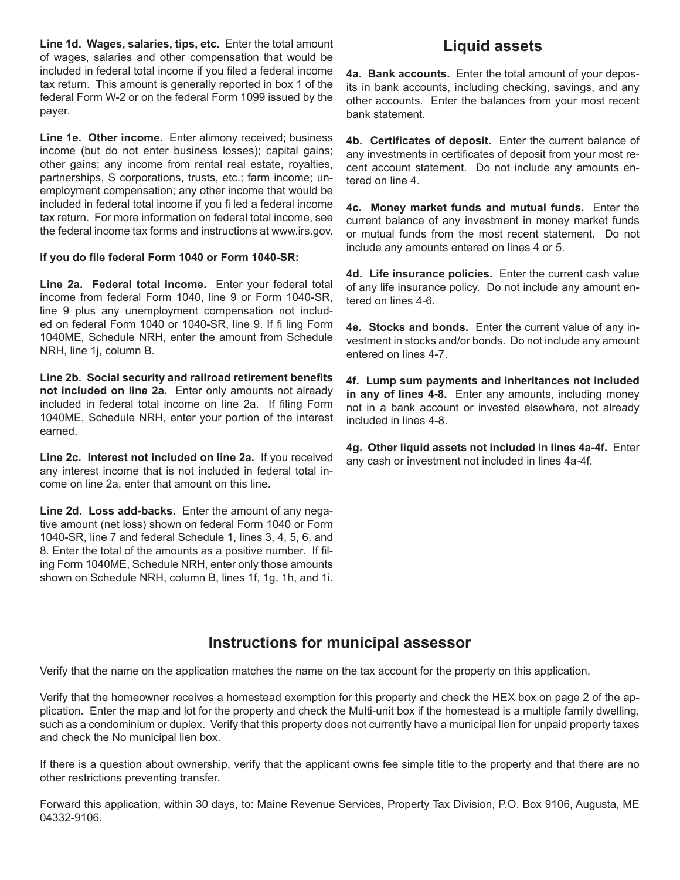**Line 1d. Wages, salaries, tips, etc.** Enter the total amount of wages, salaries and other compensation that would be included in federal total income if you filed a federal income tax return. This amount is generally reported in box 1 of the federal Form W-2 or on the federal Form 1099 issued by the payer.

**Line 1e. Other income.** Enter alimony received; business income (but do not enter business losses); capital gains; other gains; any income from rental real estate, royalties, partnerships, S corporations, trusts, etc.; farm income; unemployment compensation; any other income that would be included in federal total income if you filed a federal income tax return. For more information on federal total income, see the federal income tax forms and instructions at www.irs.gov.

**If you do file federal Form 1040 or Form 1040-SR:**

**Line 2a. Federal total income.** Enter your federal total income from federal Form 1040, line 9 or Form 1040-SR, line 9 plus any unemployment compensation not included on federal Form 1040 or 1040-SR, line 9. If filing Form 1040ME, Schedule NRH, enter the amount from Schedule NRH, line 1j, column B.

**Line 2b. Social security and railroad retirement benefits not included on line 2a.** Enter only amounts not already included in federal total income on line 2a. If filing Form 1040ME, Schedule NRH, enter your portion of the interest earned.

**Line 2c. Interest not included on line 2a.** If you received any interest income that is not included in federal total income on line 2a, enter that amount on this line.

**Line 2d. Loss add-backs.** Enter the amount of any negative amount (net loss) shown on federal Form 1040 or Form 1040-SR, line 7 and federal Schedule 1, lines 3, 4, 5, 6, and 8. Enter the total of the amounts as a positive number. If filing Form 1040ME, Schedule NRH, enter only those amounts shown on Schedule NRH, column B, lines 1f, 1g, 1h, and 1i.

## Liquid assets

**4a. Bank accounts.** Enter the total amount of your deposits in bank accounts, including checking, savings, and any other accounts. Enter the balances from your most recent bank statement.

**4b. Certificates of deposit.** Enter the current balance of any investments in certificates of deposit from your most recent account statement. Do not include any amounts entered on line 4.

**4c. Money market funds and mutual funds.** Enter the current balance of any investment in money market funds or mutual funds from the most recent statement. Do not include any amounts entered on lines 4 or 5.

**4d. Life insurance policies.** Enter the current cash value of any life insurance policy. Do not include any amount entered on lines 4-6.

**4e. Stocks and bonds.** Enter the current value of any investment in stocks and/or bonds. Do not include any amount entered on lines 4-7.

**4f. Lump sum payments and inheritances not included in any of lines 4-8.** Enter any amounts, including money not in a bank account or invested elsewhere, not already included in lines 4-8.

**4g. Other liquid assets not included in lines 4a-4f.** Enter any cash or investment not included in lines 4a-4f.

## Instructions for municipal assessor

Verify that the name on the application matches the name on the tax account for the property on this application.

Verify that the homeowner receives a homestead exemption for this property and check the HEX box on page 2 of the application. Enter the map and lot for the property and check the Multi-unit box if the homestead is a multiple family dwelling, such as a condominium or duplex. Verify that this property does not currently have a municipal lien for unpaid property taxes and check the No municipal lien box.

If there is a question about ownership, verify that the applicant owns fee simple title to the property and that there are no other restrictions preventing transfer.

Forward this application, within 30 days, to: Maine Revenue Services, Property Tax Division, P.O. Box 9106, Augusta, ME 04332-9106.